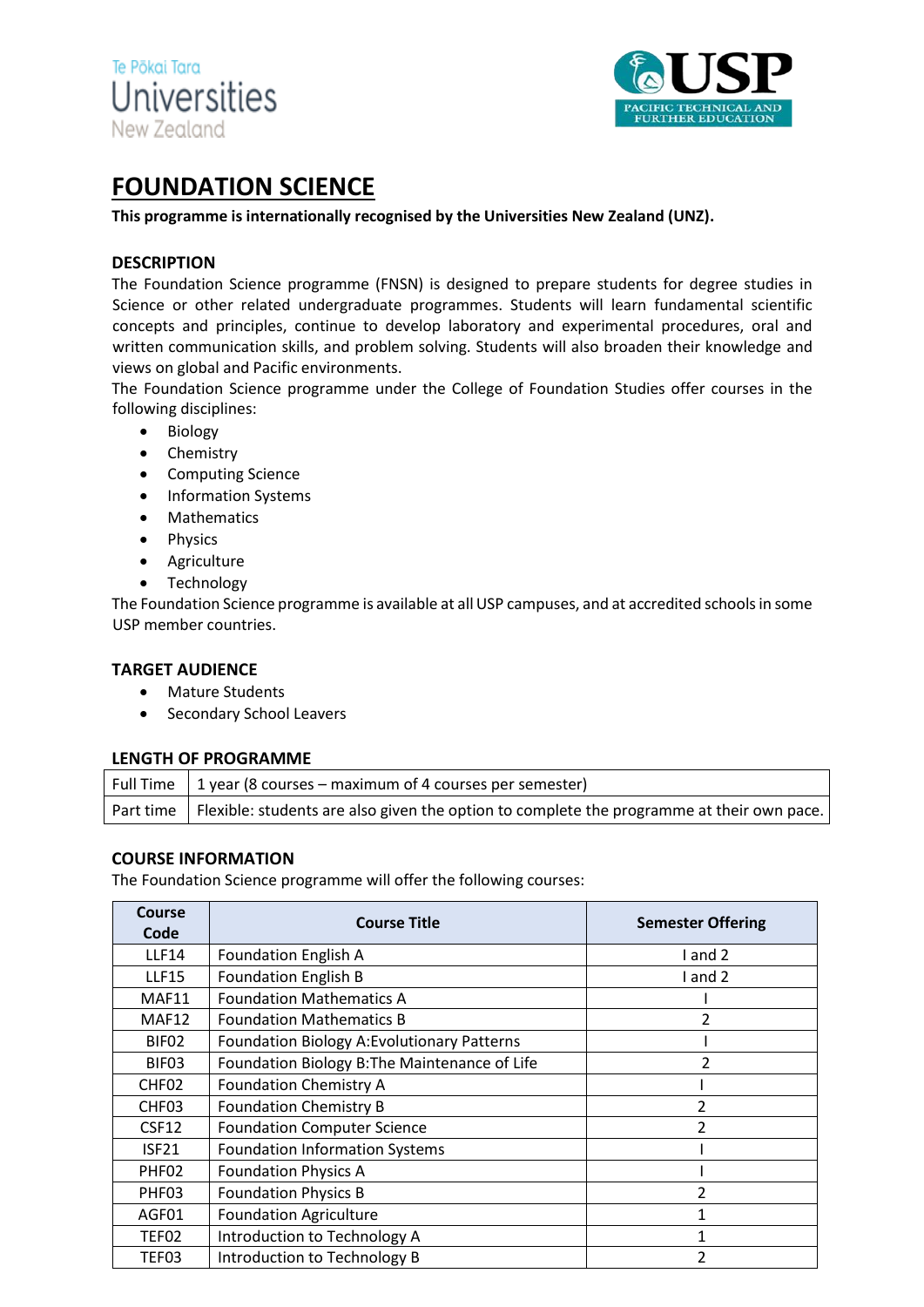# FOUNDATION SCIENCE

**This programme is internationally recognised by the Universities New Zealand (UNZ).**

## DESCRIPTION

The Foundation Science programme (FNSN) is designed to prepare students for degree studies in Science or other related undergraduate programmes. Students will learn fundamental scientific concepts and principles, continue to develop laboratory and experimental procedures, oral and written communication skills, and problem solving. Students will also broaden their knowledge and views on global and Pacific environments.

The Foundation Science programme under the College of Foundation Studies offer courses in the following disciplines:

- Biology
- Chemistry
- Computing Science
- Information Systems
- Mathematics
- Physics
- Agriculture
- Technology

The Foundation Science programme is available at all USP campuses, and at accredited schools in some USP member countries.

## TARGET AUDIENCE

- Mature Students
- Secondary School Leavers

## LENGTH OF PROGRAMME

| | |
|---|---|
| Full Time | 1 year (8 courses – maximum of 4 courses per semester) |
| Part time | Flexible: students are also given the option to complete the programme at their own pace. |

## COURSE INFORMATION

The Foundation Science programme will offer the following courses:

| Course Code | Course Title | Semester Offering |
|---|---|---|
| LLF14 | Foundation English A | I and 2 |
| LLF15 | Foundation English B | I and 2 |
| MAF11 | Foundation Mathematics A | I |
| MAF12 | Foundation Mathematics B | 2 |
| BIF02 | Foundation Biology A:Evolutionary Patterns | I |
| BIF03 | Foundation Biology B:The Maintenance of Life | 2 |
| CHF02 | Foundation Chemistry A | I |
| CHF03 | Foundation Chemistry B | 2 |
| CSF12 | Foundation Computer Science | 2 |
| ISF21 | Foundation Information Systems | I |
| PHF02 | Foundation Physics A | I |
| PHF03 | Foundation Physics B | 2 |
| AGF01 | Foundation Agriculture | 1 |
| TEF02 | Introduction to Technology A | 1 |
| TEF03 | Introduction to Technology B | 2 |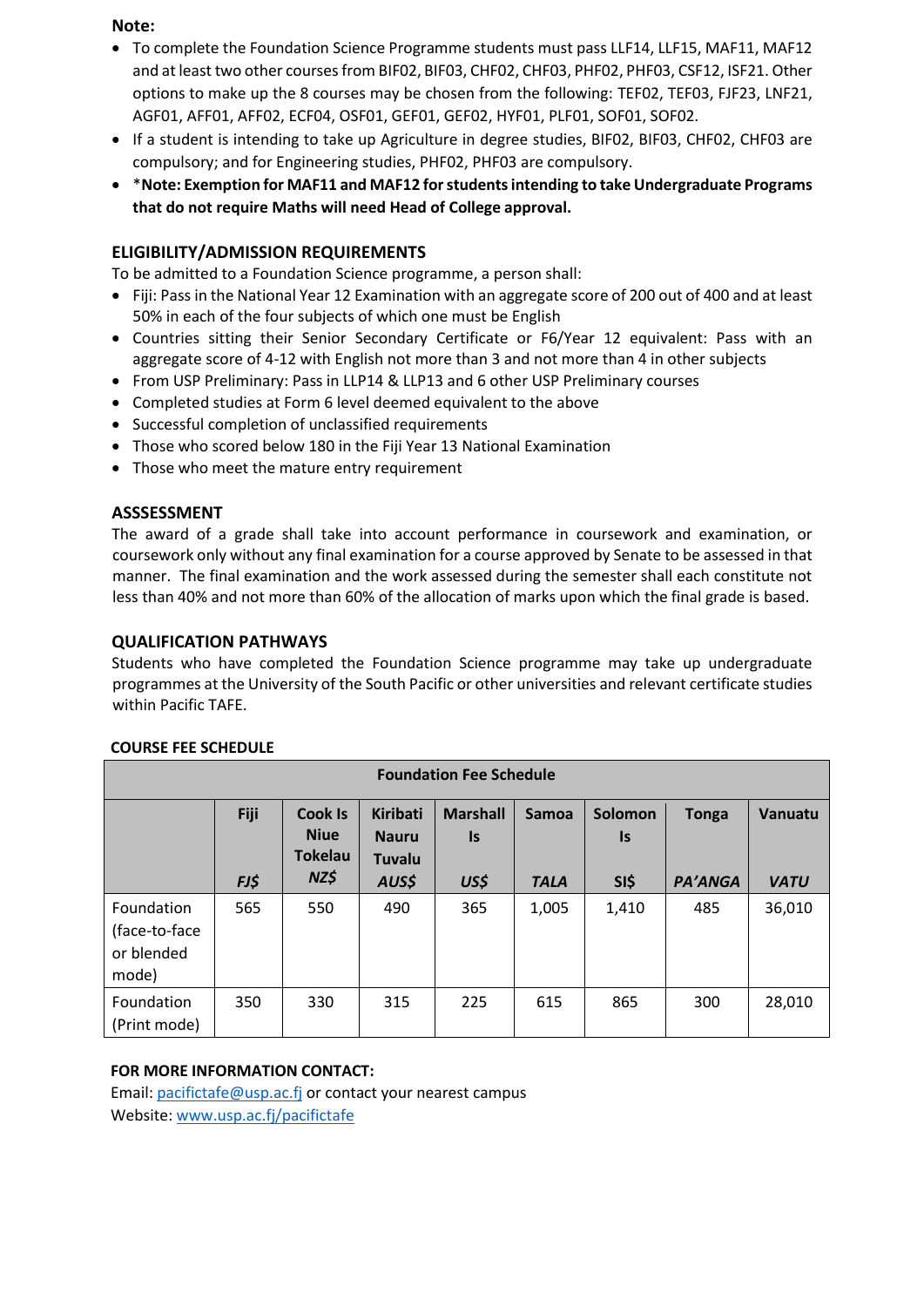**Note:**

- To complete the Foundation Science Programme students must pass LLF14, LLF15, MAF11, MAF12 and at least two other courses from BIF02, BIF03, CHF02, CHF03, PHF02, PHF03, CSF12, ISF21. Other options to make up the 8 courses may be chosen from the following: TEF02, TEF03, FJF23, LNF21, AGF01, AFF01, AFF02, ECF04, OSF01, GEF01, GEF02, HYF01, PLF01, SOF01, SOF02.
- If a student is intending to take up Agriculture in degree studies, BIF02, BIF03, CHF02, CHF03 are compulsory; and for Engineering studies, PHF02, PHF03 are compulsory.
- ***Note: Exemption for MAF11 and MAF12 for students intending to take Undergraduate Programs that do not require Maths will need Head of College approval.**

## ELIGIBILITY/ADMISSION REQUIREMENTS

To be admitted to a Foundation Science programme, a person shall:

- Fiji: Pass in the National Year 12 Examination with an aggregate score of 200 out of 400 and at least 50% in each of the four subjects of which one must be English
- Countries sitting their Senior Secondary Certificate or F6/Year 12 equivalent: Pass with an aggregate score of 4-12 with English not more than 3 and not more than 4 in other subjects
- From USP Preliminary: Pass in LLP14 & LLP13 and 6 other USP Preliminary courses
- Completed studies at Form 6 level deemed equivalent to the above
- Successful completion of unclassified requirements
- Those who scored below 180 in the Fiji Year 13 National Examination
- Those who meet the mature entry requirement

## ASSSESSMENT

The award of a grade shall take into account performance in coursework and examination, or coursework only without any final examination for a course approved by Senate to be assessed in that manner. The final examination and the work assessed during the semester shall each constitute not less than 40% and not more than 60% of the allocation of marks upon which the final grade is based.

## QUALIFICATION PATHWAYS

Students who have completed the Foundation Science programme may take up undergraduate programmes at the University of the South Pacific or other universities and relevant certificate studies within Pacific TAFE.

**COURSE FEE SCHEDULE**

| Foundation Fee Schedule | | | | | | | | |
|---|---|---|---|---|---|---|---|---|
| | **Fiji** *FJ$* | **Cook Is Niue Tokelau** *NZ$* | **Kiribati Nauru Tuvalu** *AUS$* | **Marshall Is** *US$* | **Samoa** *TALA* | **Solomon Is** *SI$* | **Tonga** *PA'ANGA* | **Vanuatu** *VATU* |
| Foundation (face-to-face or blended mode) | 565 | 550 | 490 | 365 | 1,005 | 1,410 | 485 | 36,010 |
| Foundation (Print mode) | 350 | 330 | 315 | 225 | 615 | 865 | 300 | 28,010 |

**FOR MORE INFORMATION CONTACT:**

Email: pacifictafe@usp.ac.fj or contact your nearest campus

Website: www.usp.ac.fj/pacifictafe